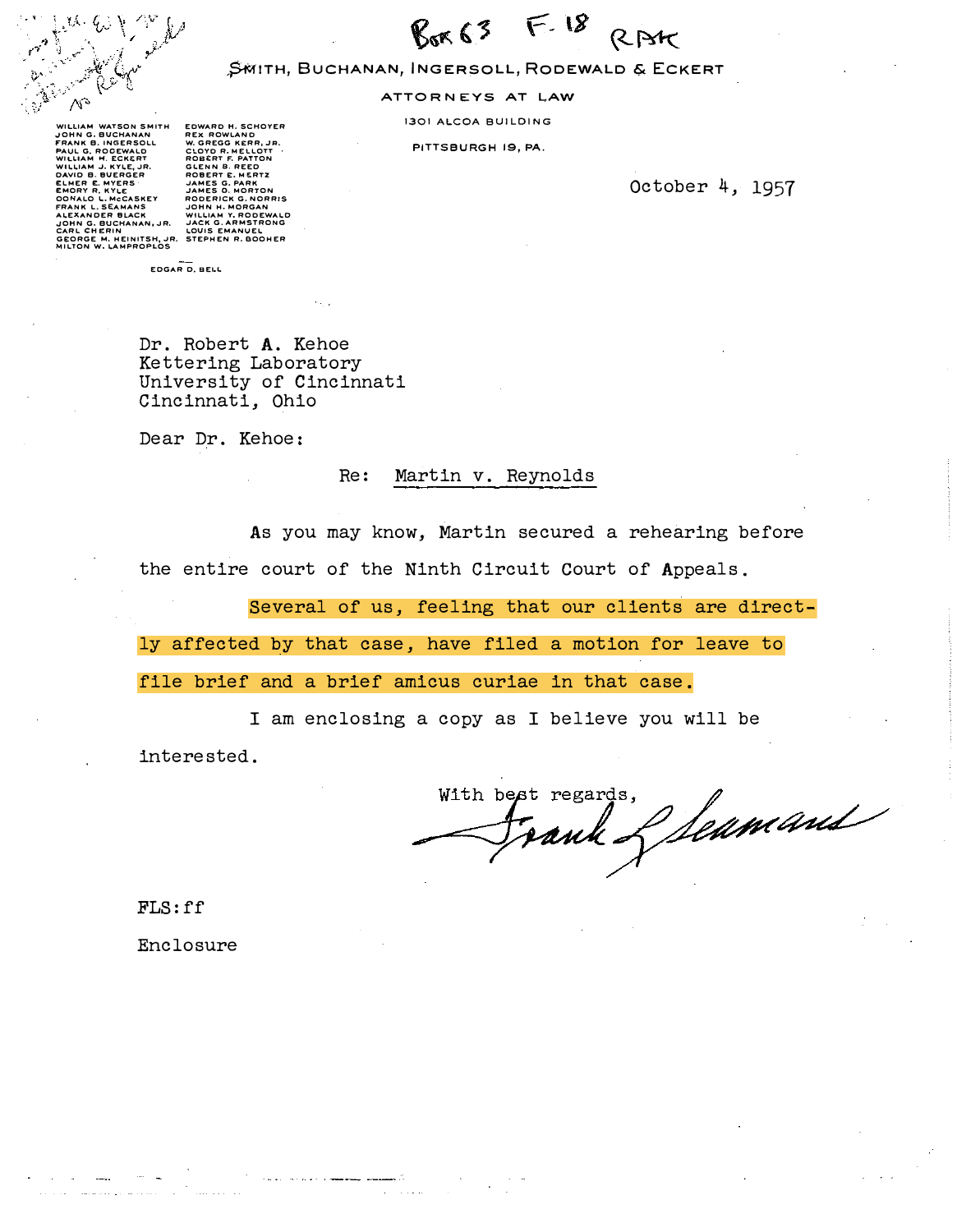Box 63 F. 18 RAK

**SMITH, BUCHANAN, INGERSOLL, RODEWALD & ECKERT**

ATTORNEYS AT LAW

1301 ALCOA BUILDING

PITTSBURGH 19, PA.

WILLIAM WATSON SMITH
JOHN G. BUCHANAN
FRANK B. INGERSOLL
PAUL G. RODEWALD
WILLIAM H. ECKERT
WILLIAM J. KYLE, JR.
DAVID B. BUERGER
ELMER E. MYERS
EMORY R. KYLE
DONALD L. McCASKEY
FRANK L. SEAMANS
ALEXANDER BLACK
JOHN G. BUCHANAN, JR.
CARL CHERIN
GEORGE M. HEINITSH, JR.
MILTON W. LAMPROPLOS

EDWARD H. SCHOYER
REX ROWLAND
W. GREGG KERR, JR.
CLOYD R. MELLOTT
ROBERT F. PATTON
GLENN B. REED
ROBERT E. MERTZ
JAMES G. PARK
JAMES D. MORTON
RODERICK G. NORRIS
JOHN H. MORGAN
WILLIAM Y. RODEWALD
JACK G. ARMSTRONG
LOUIS EMANUEL
STEPHEN R. BOOHER

EDGAR D. BELL

October 4, 1957

Dr. Robert A. Kehoe
Kettering Laboratory
University of Cincinnati
Cincinnati, Ohio

Dear Dr. Kehoe:

Re: Martin v. Reynolds

As you may know, Martin secured a rehearing before the entire court of the Ninth Circuit Court of Appeals.

Several of us, feeling that our clients are directly affected by that case, have filed a motion for leave to file brief and a brief amicus curiae in that case.

I am enclosing a copy as I believe you will be interested.

With best regards,

Frank L. Seamans

FLS:ff

Enclosure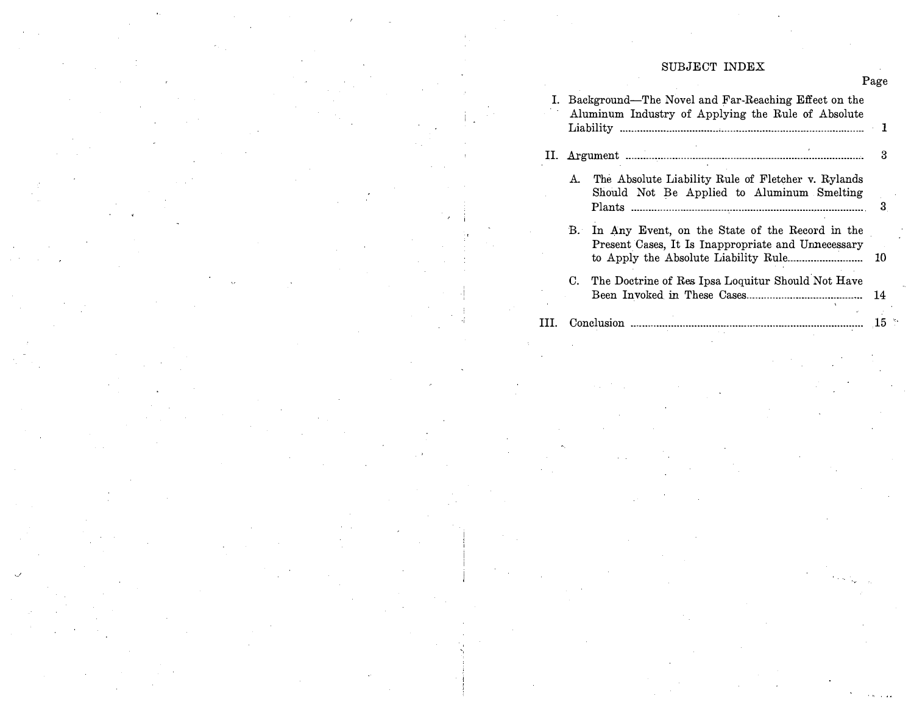## SUBJECT INDEX

| | Page |
|---|---|
| I. Background—The Novel and Far-Reaching Effect on the Aluminum Industry of Applying the Rule of Absolute Liability | 1 |
| II. Argument | 3 |
| A. The Absolute Liability Rule of Fletcher v. Rylands Should Not Be Applied to Aluminum Smelting Plants | 3 |
| B. In Any Event, on the State of the Record in the Present Cases, It Is Inappropriate and Unnecessary to Apply the Absolute Liability Rule | 10 |
| C. The Doctrine of Res Ipsa Loquitur Should Not Have Been Invoked in These Cases | 14 |
| III. Conclusion | 15 |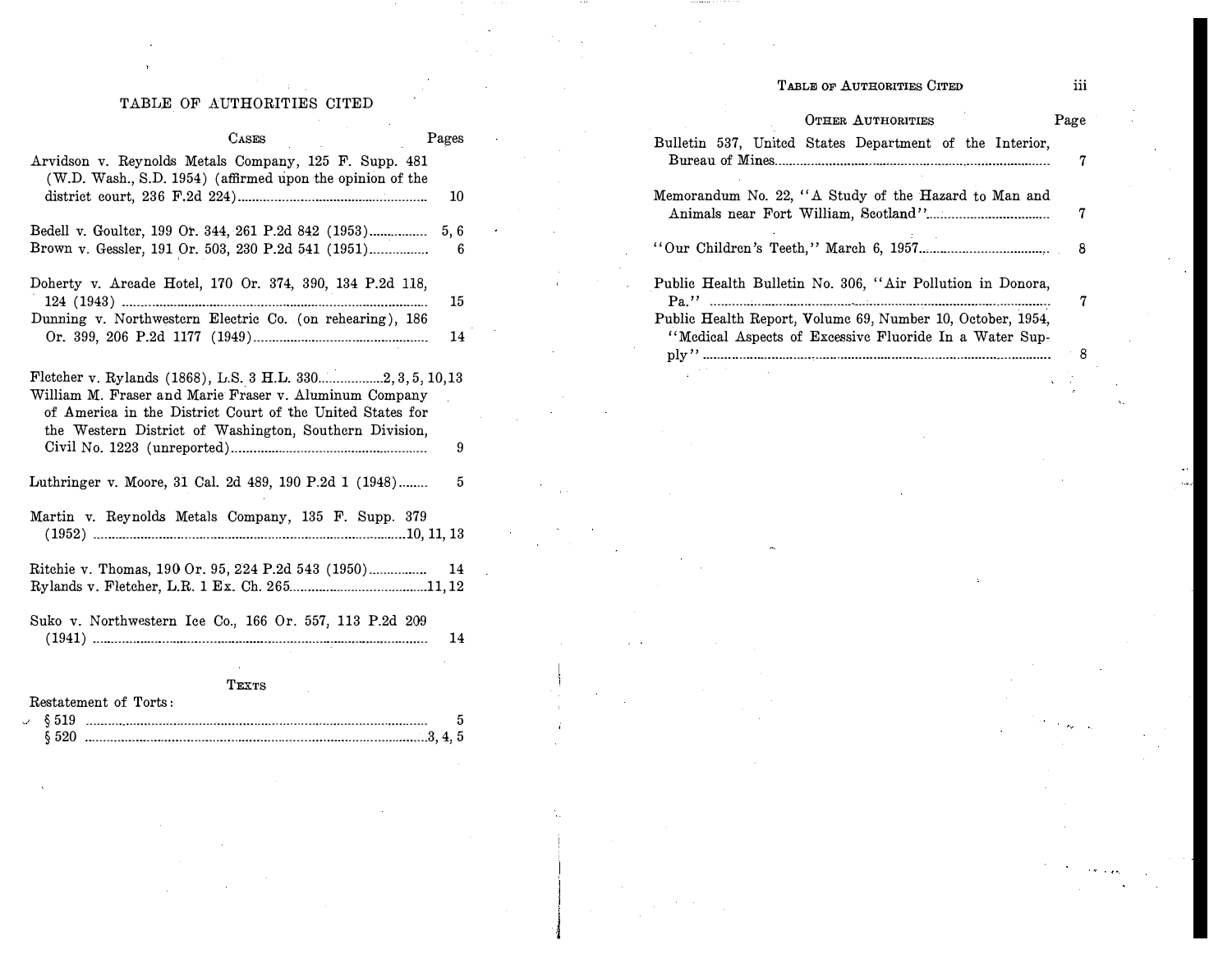# TABLE OF AUTHORITIES CITED

## Cases

| Cases | Pages |
|---|---|
| Arvidson v. Reynolds Metals Company, 125 F. Supp. 481 (W.D. Wash., S.D. 1954) (affirmed upon the opinion of the district court, 236 F.2d 224) | 10 |
| Bedell v. Goulter, 199 Or. 344, 261 P.2d 842 (1953) | 5, 6 |
| Brown v. Gessler, 191 Or. 503, 230 P.2d 541 (1951) | 6 |
| Doherty v. Arcade Hotel, 170 Or. 374, 390, 134 P.2d 118, 124 (1943) | 15 |
| Dunning v. Northwestern Electric Co. (on rehearing), 186 Or. 399, 206 P.2d 1177 (1949) | 14 |
| Fletcher v. Rylands (1868), L.S. 3 H.L. 330 | 2, 3, 5, 10, 13 |
| William M. Fraser and Marie Fraser v. Aluminum Company of America in the District Court of the United States for the Western District of Washington, Southern Division, Civil No. 1223 (unreported) | 9 |
| Luthringer v. Moore, 31 Cal. 2d 489, 190 P.2d 1 (1948) | 5 |
| Martin v. Reynolds Metals Company, 135 F. Supp. 379 (1952) | 10, 11, 13 |
| Ritchie v. Thomas, 190 Or. 95, 224 P.2d 543 (1950) | 14 |
| Rylands v. Fletcher, L.R. 1 Ex. Ch. 265 | 11, 12 |
| Suko v. Northwestern Ice Co., 166 Or. 557, 113 P.2d 209 (1941) | 14 |

## Texts

Restatement of Torts:

| | |
|---|---|
| § 519 | 5 |
| § 520 | 3, 4, 5 |

## Other Authorities

| Other Authorities | Page |
|---|---|
| Bulletin 537, United States Department of the Interior, Bureau of Mines | 7 |
| Memorandum No. 22, "A Study of the Hazard to Man and Animals near Fort William, Scotland" | 7 |
| "Our Children's Teeth," March 6, 1957 | 8 |
| Public Health Bulletin No. 306, "Air Pollution in Donora, Pa." | 7 |
| Public Health Report, Volume 69, Number 10, October, 1954, "Medical Aspects of Excessive Fluoride In a Water Supply" | 8 |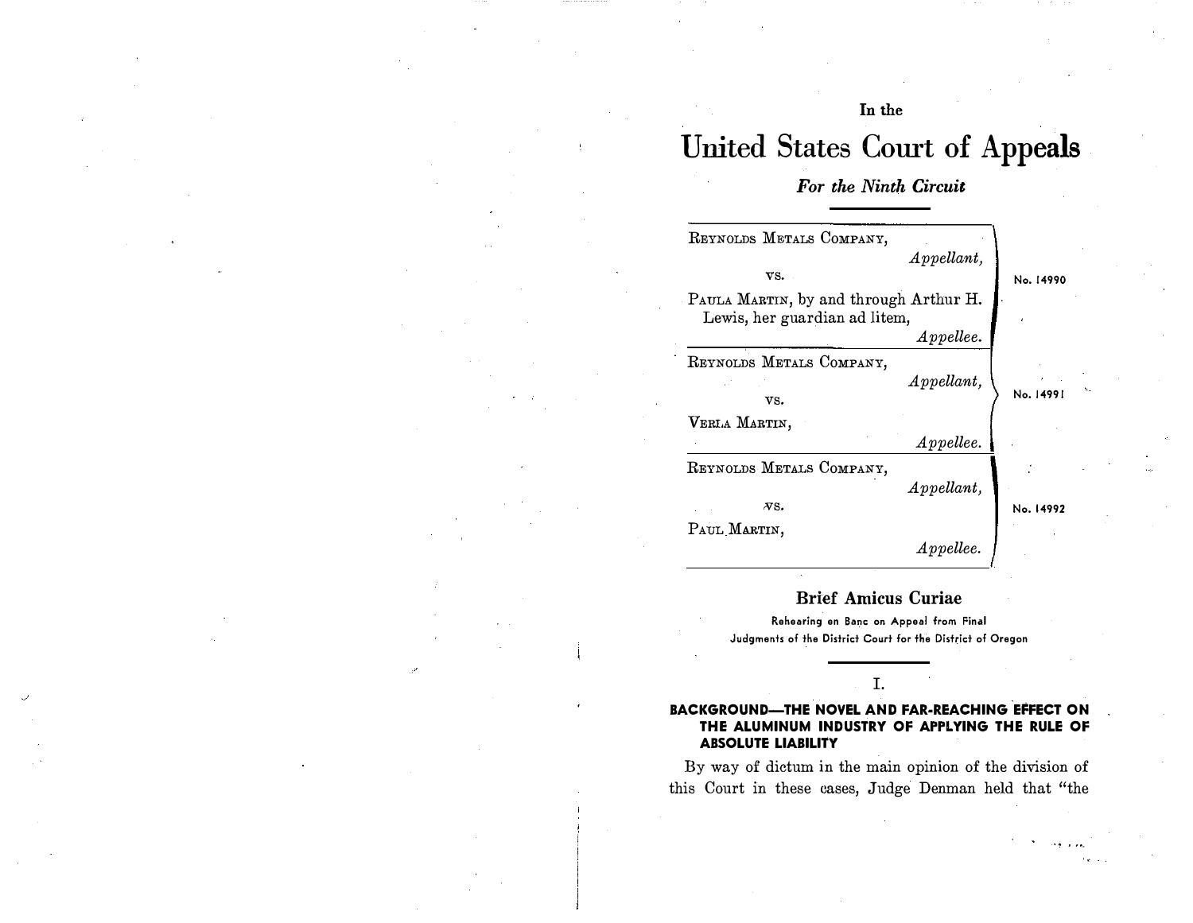In the

# United States Court of Appeals

***For the Ninth Circuit***

| | |
|---|---|
| REYNOLDS METALS COMPANY, *Appellant,* vs. PAULA MARTIN, by and through Arthur H. Lewis, her guardian ad litem, *Appellee.* | No. 14990 |
| REYNOLDS METALS COMPANY, *Appellant,* vs. VERLA MARTIN, *Appellee.* | No. 14991 |
| REYNOLDS METALS COMPANY, *Appellant,* vs. PAUL MARTIN, *Appellee.* | No. 14992 |

## Brief Amicus Curiae

Rehearing en Banc on Appeal from Final Judgments of the District Court for the District of Oregon

I.

### BACKGROUND—THE NOVEL AND FAR-REACHING EFFECT ON THE ALUMINUM INDUSTRY OF APPLYING THE RULE OF ABSOLUTE LIABILITY

By way of dictum in the main opinion of the division of this Court in these cases, Judge Denman held that "the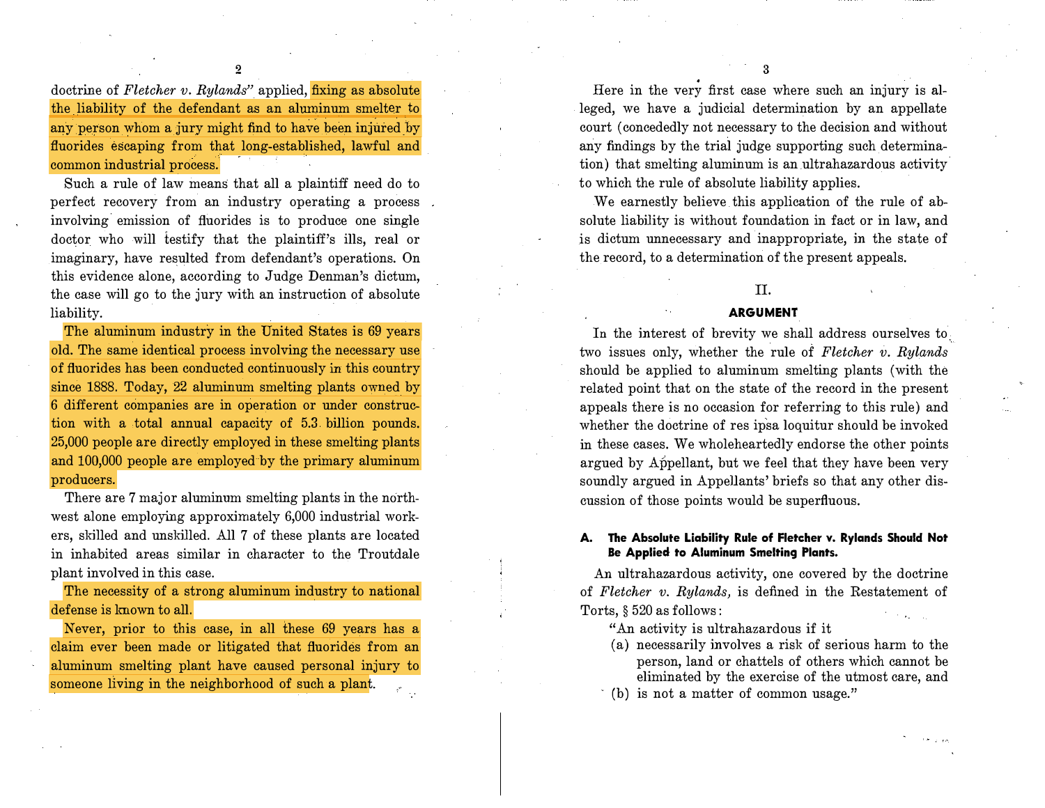doctrine of *Fletcher v. Rylands*" applied, fixing as absolute the liability of the defendant as an aluminum smelter to any person whom a jury might find to have been injured by fluorides escaping from that long-established, lawful and common industrial process.

Such a rule of law means that all a plaintiff need do to perfect recovery from an industry operating a process involving emission of fluorides is to produce one single doctor who will testify that the plaintiff's ills, real or imaginary, have resulted from defendant's operations. On this evidence alone, according to Judge Denman's dictum, the case will go to the jury with an instruction of absolute liability.

The aluminum industry in the United States is 69 years old. The same identical process involving the necessary use of fluorides has been conducted continuously in this country since 1888. Today, 22 aluminum smelting plants owned by 6 different companies are in operation or under construction with a total annual capacity of 5.3 billion pounds. 25,000 people are directly employed in these smelting plants and 100,000 people are employed by the primary aluminum producers.

There are 7 major aluminum smelting plants in the northwest alone employing approximately 6,000 industrial workers, skilled and unskilled. All 7 of these plants are located in inhabited areas similar in character to the Troutdale plant involved in this case.

The necessity of a strong aluminum industry to national defense is known to all.

Never, prior to this case, in all these 69 years has a claim ever been made or litigated that fluorides from an aluminum smelting plant have caused personal injury to someone living in the neighborhood of such a plant.

Here in the very first case where such an injury is alleged, we have a judicial determination by an appellate court (concededly not necessary to the decision and without any findings by the trial judge supporting such determination) that smelting aluminum is an ultrahazardous activity to which the rule of absolute liability applies.

We earnestly believe this application of the rule of absolute liability is without foundation in fact or in law, and is dictum unnecessary and inappropriate, in the state of the record, to a determination of the present appeals.

## II.

## ARGUMENT

In the interest of brevity we shall address ourselves to two issues only, whether the rule of *Fletcher v. Rylands* should be applied to aluminum smelting plants (with the related point that on the state of the record in the present appeals there is no occasion for referring to this rule) and whether the doctrine of res ipsa loquitur should be invoked in these cases. We wholeheartedly endorse the other points argued by Appellant, but we feel that they have been very soundly argued in Appellants' briefs so that any other discussion of those points would be superfluous.

### A. The Absolute Liability Rule of Fletcher v. Rylands Should Not Be Applied to Aluminum Smelting Plants.

An ultrahazardous activity, one covered by the doctrine of *Fletcher v. Rylands,* is defined in the Restatement of Torts, § 520 as follows:

"An activity is ultrahazardous if it

(a) necessarily involves a risk of serious harm to the person, land or chattels of others which cannot be eliminated by the exercise of the utmost care, and

(b) is not a matter of common usage."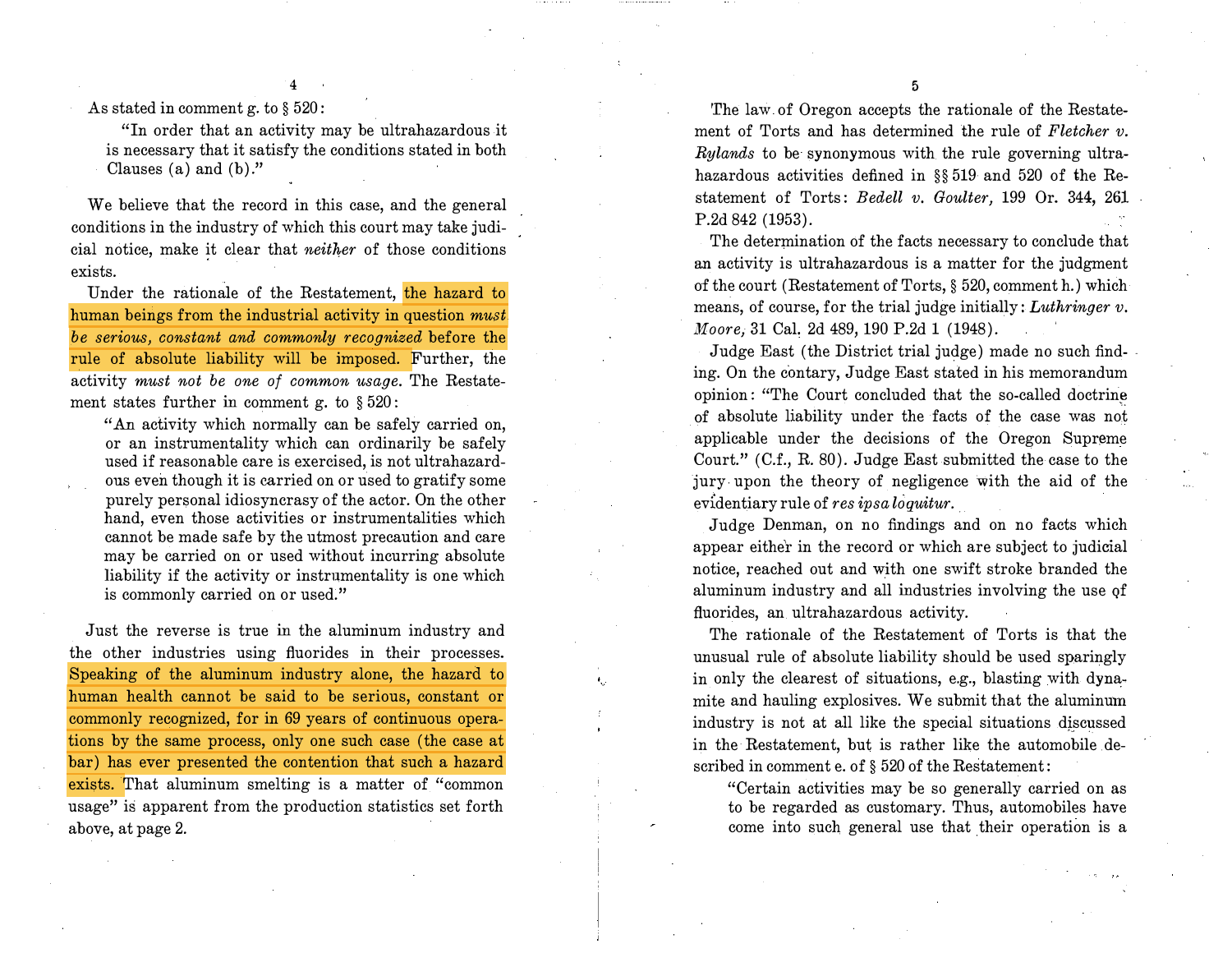As stated in comment g. to § 520:

> "In order that an activity may be ultrahazardous it is necessary that it satisfy the conditions stated in both Clauses (a) and (b)."

We believe that the record in this case, and the general conditions in the industry of which this court may take judicial notice, make it clear that *neither* of those conditions exists.

Under the rationale of the Restatement, the hazard to human beings from the industrial activity in question *must be serious, constant and commonly recognized* before the rule of absolute liability will be imposed. Further, the activity *must not be one of common usage.* The Restatement states further in comment g. to § 520:

> "An activity which normally can be safely carried on, or an instrumentality which can ordinarily be safely used if reasonable care is exercised, is not ultrahazardous even though it is carried on or used to gratify some purely personal idiosyncrasy of the actor. On the other hand, even those activities or instrumentalities which cannot be made safe by the utmost precaution and care may be carried on or used without incurring absolute liability if the activity or instrumentality is one which is commonly carried on or used."

Just the reverse is true in the aluminum industry and the other industries using fluorides in their processes. Speaking of the aluminum industry alone, the hazard to human health cannot be said to be serious, constant or commonly recognized, for in 69 years of continuous operations by the same process, only one such case (the case at bar) has ever presented the contention that such a hazard exists. That aluminum smelting is a matter of "common usage" is apparent from the production statistics set forth above, at page 2.

The law of Oregon accepts the rationale of the Restatement of Torts and has determined the rule of *Fletcher v. Rylands* to be synonymous with the rule governing ultrahazardous activities defined in §§ 519 and 520 of the Restatement of Torts: *Bedell v. Goulter,* 199 Or. 344, 261 P.2d 842 (1953).

The determination of the facts necessary to conclude that an activity is ultrahazardous is a matter for the judgment of the court (Restatement of Torts, § 520, comment h.) which means, of course, for the trial judge initially: *Luthringer v. Moore,* 31 Cal. 2d 489, 190 P.2d 1 (1948).

Judge East (the District trial judge) made no such finding. On the contary, Judge East stated in his memorandum opinion: "The Court concluded that the so-called doctrine of absolute liability under the facts of the case was not applicable under the decisions of the Oregon Supreme Court." (C.f., R. 80). Judge East submitted the case to the jury upon the theory of negligence with the aid of the evidentiary rule of *res ipsa loquitur.*

Judge Denman, on no findings and on no facts which appear either in the record or which are subject to judicial notice, reached out and with one swift stroke branded the aluminum industry and all industries involving the use of fluorides, an ultrahazardous activity.

The rationale of the Restatement of Torts is that the unusual rule of absolute liability should be used sparingly in only the clearest of situations, e.g., blasting with dynamite and hauling explosives. We submit that the aluminum industry is not at all like the special situations discussed in the Restatement, but is rather like the automobile described in comment e. of § 520 of the Restatement:

> "Certain activities may be so generally carried on as to be regarded as customary. Thus, automobiles have come into such general use that their operation is a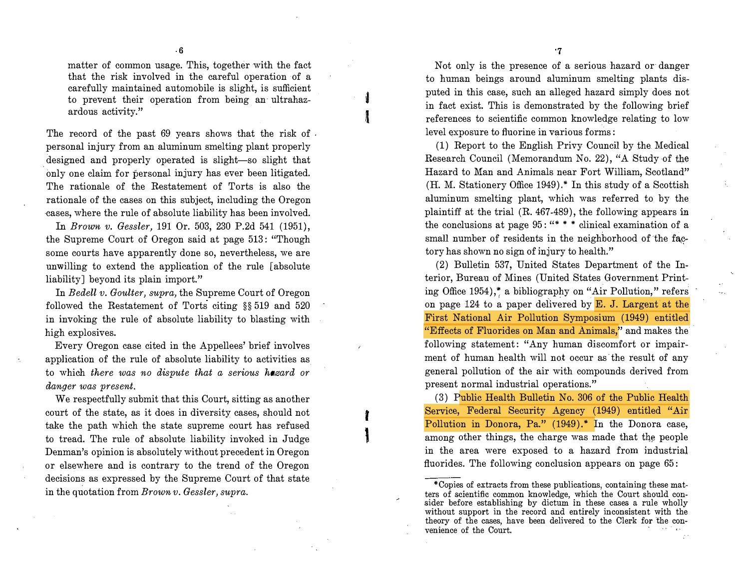matter of common usage. This, together with the fact that the risk involved in the careful operation of a carefully maintained automobile is slight, is sufficient to prevent their operation from being an ultrahazardous activity."

The record of the past 69 years shows that the risk of personal injury from an aluminum smelting plant properly designed and properly operated is slight—so slight that only one claim for personal injury has ever been litigated. The rationale of the Restatement of Torts is also the rationale of the cases on this subject, including the Oregon cases, where the rule of absolute liability has been involved.

In *Brown v. Gessler,* 191 Or. 503, 230 P.2d 541 (1951), the Supreme Court of Oregon said at page 513: "Though some courts have apparently done so, nevertheless, we are unwilling to extend the application of the rule [absolute liability] beyond its plain import."

In *Bedell v. Goulter, supra,* the Supreme Court of Oregon followed the Restatement of Torts citing §§ 519 and 520 in invoking the rule of absolute liability to blasting with high explosives.

Every Oregon case cited in the Appellees' brief involves application of the rule of absolute liability to activities as to which *there was no dispute that a serious hazard or danger was present.*

We respectfully submit that this Court, sitting as another court of the state, as it does in diversity cases, should not take the path which the state supreme court has refused to tread. The rule of absolute liability invoked in Judge Denman's opinion is absolutely without precedent in Oregon or elsewhere and is contrary to the trend of the Oregon decisions as expressed by the Supreme Court of that state in the quotation from *Brown v. Gessler, supra.*

Not only is the presence of a serious hazard or danger to human beings around aluminum smelting plants disputed in this case, such an alleged hazard simply does not in fact exist. This is demonstrated by the following brief references to scientific common knowledge relating to low level exposure to fluorine in various forms:

(1) Report to the English Privy Council by the Medical Research Council (Memorandum No. 22), "A Study of the Hazard to Man and Animals near Fort William, Scotland" (H. M. Stationery Office 1949).* In this study of a Scottish aluminum smelting plant, which was referred to by the plaintiff at the trial (R. 467-489), the following appears in the conclusions at page 95: "* * * clinical examination of a small number of residents in the neighborhood of the factory has shown no sign of injury to health."

(2) Bulletin 537, United States Department of the Interior, Bureau of Mines (United States Government Printing Office 1954),* a bibliography on "Air Pollution," refers on page 124 to a paper delivered by E. J. Largent at the First National Air Pollution Symposium (1949) entitled "Effects of Fluorides on Man and Animals," and makes the following statement: "Any human discomfort or impairment of human health will not occur as the result of any general pollution of the air with compounds derived from present normal industrial operations."

(3) Public Health Bulletin No. 306 of the Public Health Service, Federal Security Agency (1949) entitled "Air Pollution in Donora, Pa." (1949).* In the Donora case, among other things, the charge was made that the people in the area were exposed to a hazard from industrial fluorides. The following conclusion appears on page 65:

*Copies of extracts from these publications, containing these matters of scientific common knowledge, which the Court should consider before establishing by dictum in these cases a rule wholly without support in the record and entirely inconsistent with the theory of the cases, have been delivered to the Clerk for the convenience of the Court.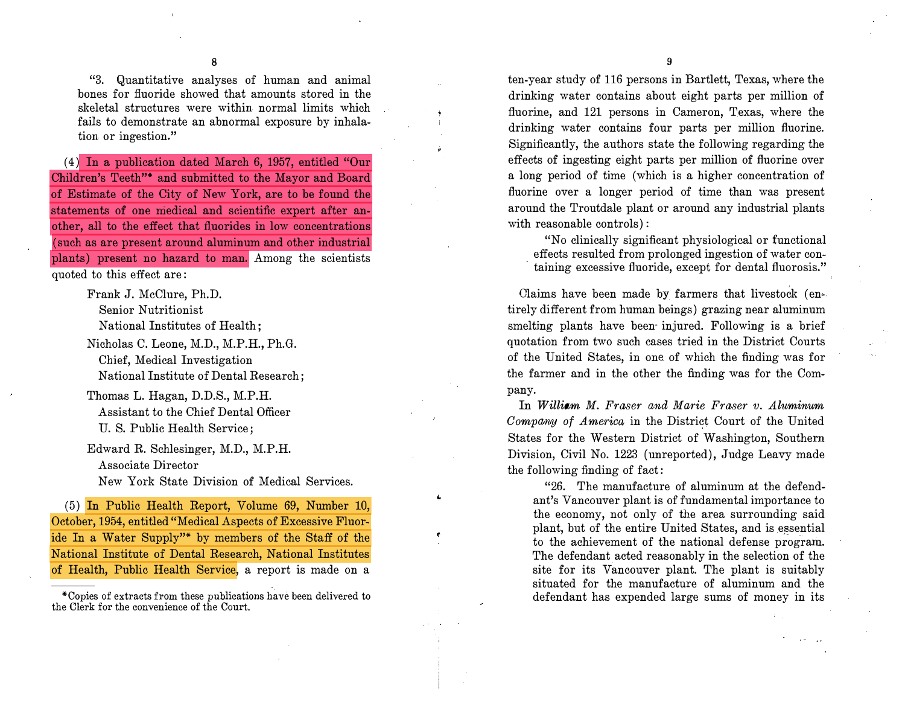"3. Quantitative analyses of human and animal bones for fluoride showed that amounts stored in the skeletal structures were within normal limits which fails to demonstrate an abnormal exposure by inhalation or ingestion."

(4) In a publication dated March 6, 1957, entitled "Our Children's Teeth"* and submitted to the Mayor and Board of Estimate of the City of New York, are to be found the statements of one medical and scientific expert after another, all to the effect that fluorides in low concentrations (such as are present around aluminum and other industrial plants) present no hazard to man. Among the scientists quoted to this effect are:

> Frank J. McClure, Ph.D.
> Senior Nutritionist
> National Institutes of Health;
>
> Nicholas C. Leone, M.D., M.P.H., Ph.G.
> Chief, Medical Investigation
> National Institute of Dental Research;
>
> Thomas L. Hagan, D.D.S., M.P.H.
> Assistant to the Chief Dental Officer
> U. S. Public Health Service;
>
> Edward R. Schlesinger, M.D., M.P.H.
> Associate Director
> New York State Division of Medical Services.

(5) In Public Health Report, Volume 69, Number 10, October, 1954, entitled "Medical Aspects of Excessive Fluoride In a Water Supply"* by members of the Staff of the National Institute of Dental Research, National Institutes of Health, Public Health Service, a report is made on a ten-year study of 116 persons in Bartlett, Texas, where the drinking water contains about eight parts per million of fluorine, and 121 persons in Cameron, Texas, where the drinking water contains four parts per million fluorine. Significantly, the authors state the following regarding the effects of ingesting eight parts per million of fluorine over a long period of time (which is a higher concentration of fluorine over a longer period of time than was present around the Troutdale plant or around any industrial plants with reasonable controls):

> "No clinically significant physiological or functional effects resulted from prolonged ingestion of water containing excessive fluoride, except for dental fluorosis."

Claims have been made by farmers that livestock (entirely different from human beings) grazing near aluminum smelting plants have been injured. Following is a brief quotation from two such cases tried in the District Courts of the United States, in one of which the finding was for the farmer and in the other the finding was for the Company.

In *William M. Fraser and Marie Fraser v. Aluminum Company of America* in the District Court of the United States for the Western District of Washington, Southern Division, Civil No. 1223 (unreported), Judge Leavy made the following finding of fact:

> "26. The manufacture of aluminum at the defendant's Vancouver plant is of fundamental importance to the economy, not only of the area surrounding said plant, but of the entire United States, and is essential to the achievement of the national defense program. The defendant acted reasonably in the selection of the site for its Vancouver plant. The plant is suitably situated for the manufacture of aluminum and the defendant has expended large sums of money in its

*Copies of extracts from these publications have been delivered to the Clerk for the convenience of the Court.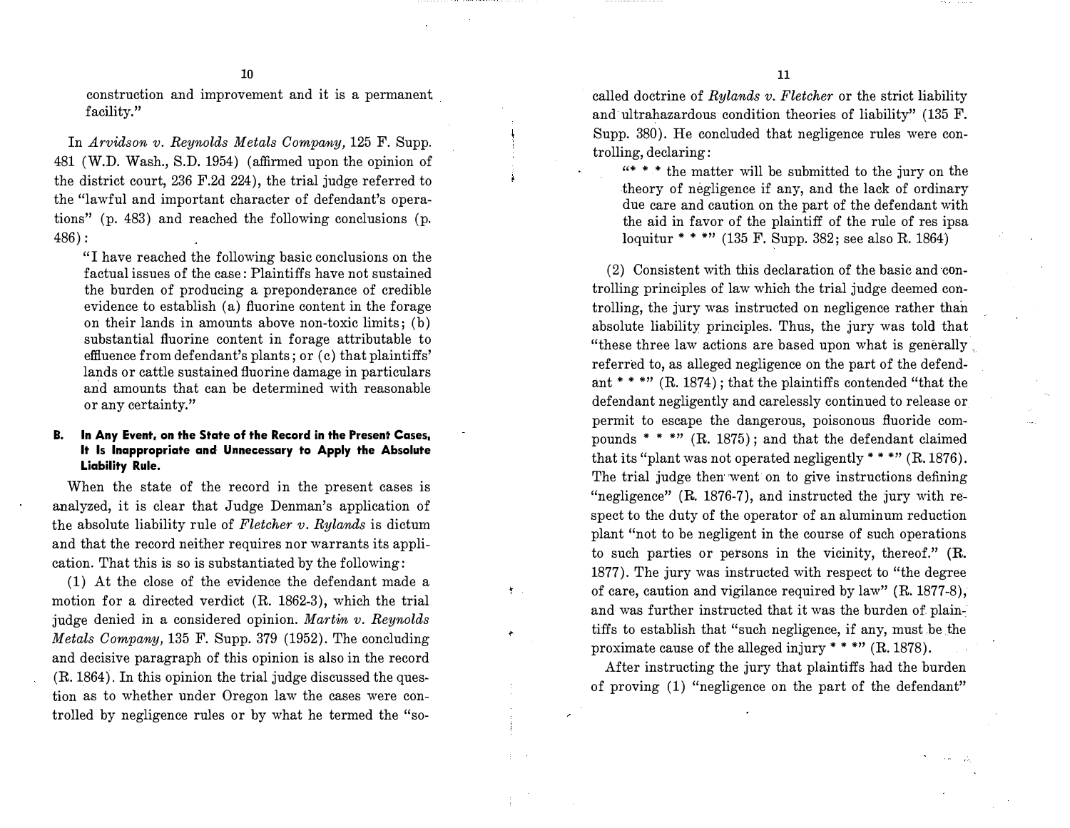construction and improvement and it is a permanent facility."

In *Arvidson v. Reynolds Metals Company*, 125 F. Supp. 481 (W.D. Wash., S.D. 1954) (affirmed upon the opinion of the district court, 236 F.2d 224), the trial judge referred to the "lawful and important character of defendant's operations" (p. 483) and reached the following conclusions (p. 486):

> "I have reached the following basic conclusions on the factual issues of the case: Plaintiffs have not sustained the burden of producing a preponderance of credible evidence to establish (a) fluorine content in the forage on their lands in amounts above non-toxic limits; (b) substantial fluorine content in forage attributable to effluence from defendant's plants; or (c) that plaintiffs' lands or cattle sustained fluorine damage in particulars and amounts that can be determined with reasonable or any certainty."

### B. In Any Event, on the State of the Record in the Present Cases, It Is Inappropriate and Unnecessary to Apply the Absolute Liability Rule.

When the state of the record in the present cases is analyzed, it is clear that Judge Denman's application of the absolute liability rule of *Fletcher v. Rylands* is dictum and that the record neither requires nor warrants its application. That this is so is substantiated by the following:

(1) At the close of the evidence the defendant made a motion for a directed verdict (R. 1862-3), which the trial judge denied in a considered opinion. *Martin v. Reynolds Metals Company*, 135 F. Supp. 379 (1952). The concluding and decisive paragraph of this opinion is also in the record (R. 1864). In this opinion the trial judge discussed the question as to whether under Oregon law the cases were controlled by negligence rules or by what he termed the "so-called doctrine of *Rylands v. Fletcher* or the strict liability and ultrahazardous condition theories of liability" (135 F. Supp. 380). He concluded that negligence rules were controlling, declaring:

> "* * * the matter will be submitted to the jury on the theory of negligence if any, and the lack of ordinary due care and caution on the part of the defendant with the aid in favor of the plaintiff of the rule of res ipsa loquitur * * *" (135 F. Supp. 382; see also R. 1864)

(2) Consistent with this declaration of the basic and controlling principles of law which the trial judge deemed controlling, the jury was instructed on negligence rather than absolute liability principles. Thus, the jury was told that "these three law actions are based upon what is generally referred to, as alleged negligence on the part of the defendant * * *" (R. 1874); that the plaintiffs contended "that the defendant negligently and carelessly continued to release or permit to escape the dangerous, poisonous fluoride compounds * * *" (R. 1875); and that the defendant claimed that its "plant was not operated negligently * * *" (R. 1876). The trial judge then went on to give instructions defining "negligence" (R. 1876-7), and instructed the jury with respect to the duty of the operator of an aluminum reduction plant "not to be negligent in the course of such operations to such parties or persons in the vicinity, thereof." (R. 1877). The jury was instructed with respect to "the degree of care, caution and vigilance required by law" (R. 1877-8), and was further instructed that it was the burden of plaintiffs to establish that "such negligence, if any, must be the proximate cause of the alleged injury * * *" (R. 1878).

After instructing the jury that plaintiffs had the burden of proving (1) "negligence on the part of the defendant"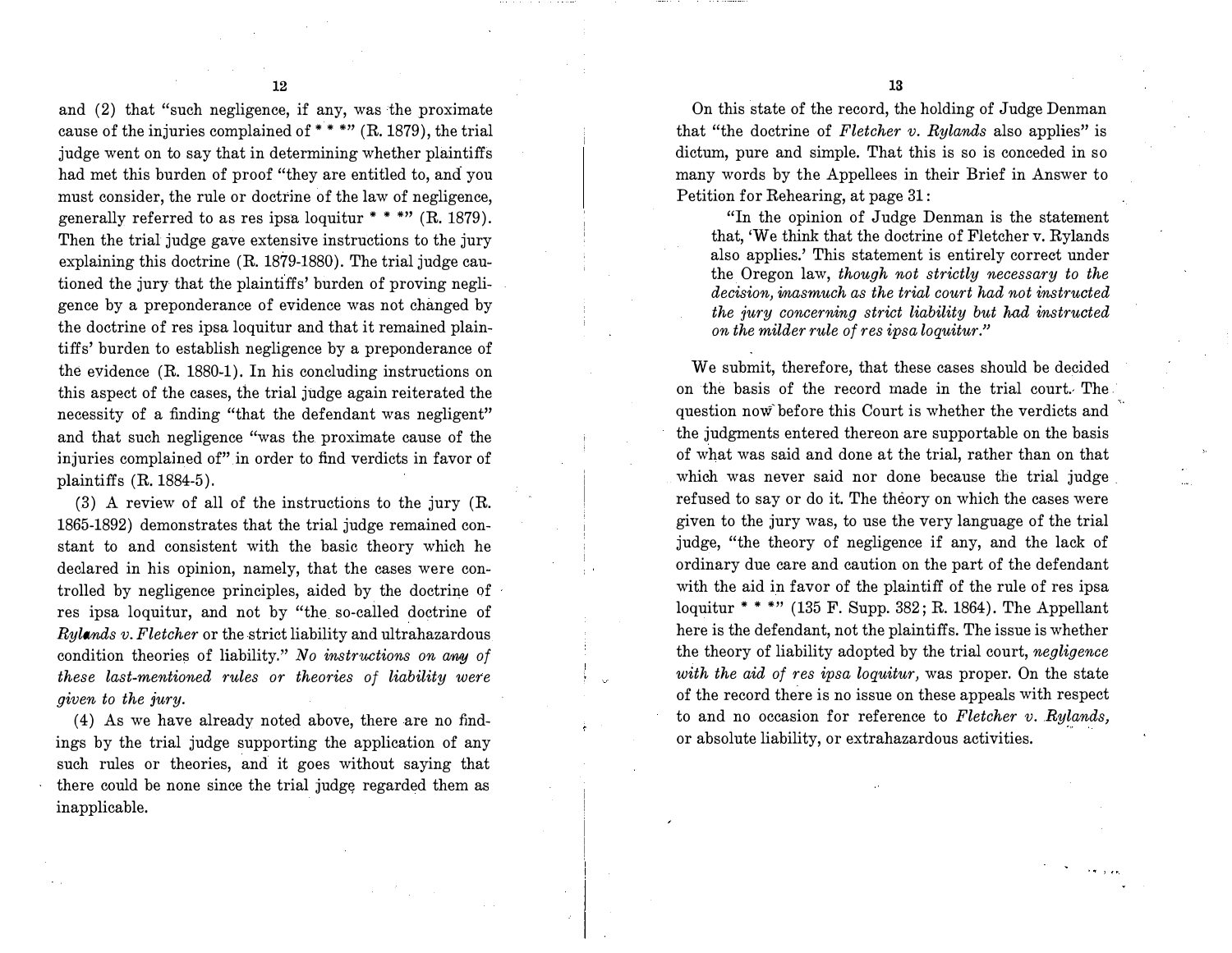and (2) that "such negligence, if any, was the proximate cause of the injuries complained of * * *" (R. 1879), the trial judge went on to say that in determining whether plaintiffs had met this burden of proof "they are entitled to, and you must consider, the rule or doctrine of the law of negligence, generally referred to as res ipsa loquitur * * *" (R. 1879). Then the trial judge gave extensive instructions to the jury explaining this doctrine (R. 1879-1880). The trial judge cautioned the jury that the plaintiffs' burden of proving negligence by a preponderance of evidence was not changed by the doctrine of res ipsa loquitur and that it remained plaintiffs' burden to establish negligence by a preponderance of the evidence (R. 1880-1). In his concluding instructions on this aspect of the cases, the trial judge again reiterated the necessity of a finding "that the defendant was negligent" and that such negligence "was the proximate cause of the injuries complained of" in order to find verdicts in favor of plaintiffs (R. 1884-5).

(3) A review of all of the instructions to the jury (R. 1865-1892) demonstrates that the trial judge remained constant to and consistent with the basic theory which he declared in his opinion, namely, that the cases were controlled by negligence principles, aided by the doctrine of res ipsa loquitur, and not by "the so-called doctrine of *Rylands v. Fletcher* or the strict liability and ultrahazardous condition theories of liability." *No instructions on any of these last-mentioned rules or theories of liability were given to the jury.*

(4) As we have already noted above, there are no findings by the trial judge supporting the application of any such rules or theories, and it goes without saying that there could be none since the trial judge regarded them as inapplicable.

On this state of the record, the holding of Judge Denman that "the doctrine of *Fletcher v. Rylands* also applies" is dictum, pure and simple. That this is so is conceded in so many words by the Appellees in their Brief in Answer to Petition for Rehearing, at page 31:

> "In the opinion of Judge Denman is the statement that, 'We think that the doctrine of Fletcher v. Rylands also applies.' This statement is entirely correct under the Oregon law, *though not strictly necessary to the decision, inasmuch as the trial court had not instructed the jury concerning strict liability but had instructed on the milder rule of res ipsa loquitur.*"

We submit, therefore, that these cases should be decided on the basis of the record made in the trial court. The question now before this Court is whether the verdicts and the judgments entered thereon are supportable on the basis of what was said and done at the trial, rather than on that which was never said nor done because the trial judge refused to say or do it. The theory on which the cases were given to the jury was, to use the very language of the trial judge, "the theory of negligence if any, and the lack of ordinary due care and caution on the part of the defendant with the aid in favor of the plaintiff of the rule of res ipsa loquitur * * *" (135 F. Supp. 382; R. 1864). The Appellant here is the defendant, not the plaintiffs. The issue is whether the theory of liability adopted by the trial court, *negligence with the aid of res ipsa loquitur,* was proper. On the state of the record there is no issue on these appeals with respect to and no occasion for reference to *Fletcher v. Rylands,* or absolute liability, or extrahazardous activities.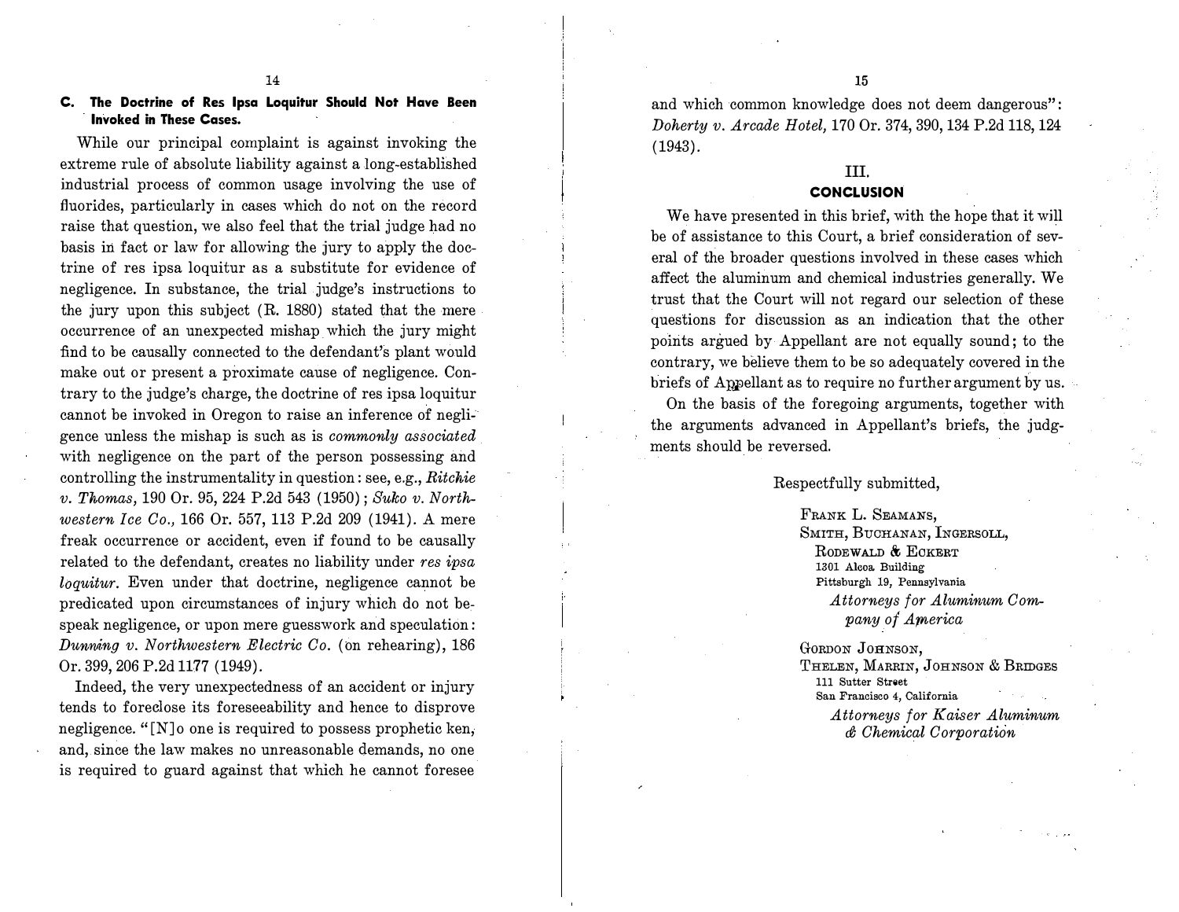### C. The Doctrine of Res Ipsa Loquitur Should Not Have Been Invoked in These Cases.

While our principal complaint is against invoking the extreme rule of absolute liability against a long-established industrial process of common usage involving the use of fluorides, particularly in cases which do not on the record raise that question, we also feel that the trial judge had no basis in fact or law for allowing the jury to apply the doctrine of res ipsa loquitur as a substitute for evidence of negligence. In substance, the trial judge's instructions to the jury upon this subject (R. 1880) stated that the mere occurrence of an unexpected mishap which the jury might find to be causally connected to the defendant's plant would make out or present a proximate cause of negligence. Contrary to the judge's charge, the doctrine of res ipsa loquitur cannot be invoked in Oregon to raise an inference of negligence unless the mishap is such as is *commonly associated* with negligence on the part of the person possessing and controlling the instrumentality in question: see, e.g., *Ritchie v. Thomas,* 190 Or. 95, 224 P.2d 543 (1950); *Suko v. Northwestern Ice Co.,* 166 Or. 557, 113 P.2d 209 (1941). A mere freak occurrence or accident, even if found to be causally related to the defendant, creates no liability under *res ipsa loquitur.* Even under that doctrine, negligence cannot be predicated upon circumstances of injury which do not bespeak negligence, or upon mere guesswork and speculation: *Dunning v. Northwestern Electric Co.* (on rehearing), 186 Or. 399, 206 P.2d 1177 (1949).

Indeed, the very unexpectedness of an accident or injury tends to foreclose its foreseeability and hence to disprove negligence. "[N]o one is required to possess prophetic ken, and, since the law makes no unreasonable demands, no one is required to guard against that which he cannot foresee and which common knowledge does not deem dangerous": *Doherty v. Arcade Hotel,* 170 Or. 374, 390, 134 P.2d 118, 124 (1943).

## III.
## CONCLUSION

We have presented in this brief, with the hope that it will be of assistance to this Court, a brief consideration of several of the broader questions involved in these cases which affect the aluminum and chemical industries generally. We trust that the Court will not regard our selection of these questions for discussion as an indication that the other points argued by Appellant are not equally sound; to the contrary, we believe them to be so adequately covered in the briefs of Appellant as to require no further argument by us.

On the basis of the foregoing arguments, together with the arguments advanced in Appellant's briefs, the judgments should be reversed.

Respectfully submitted,

FRANK L. SEAMANS,
SMITH, BUCHANAN, INGERSOLL, RODEWALD & ECKERT
1301 Alcoa Building
Pittsburgh 19, Pennsylvania
*Attorneys for Aluminum Company of America*

GORDON JOHNSON,
THELEN, MARRIN, JOHNSON & BRIDGES
111 Sutter Street
San Francisco 4, California
*Attorneys for Kaiser Aluminum & Chemical Corporation*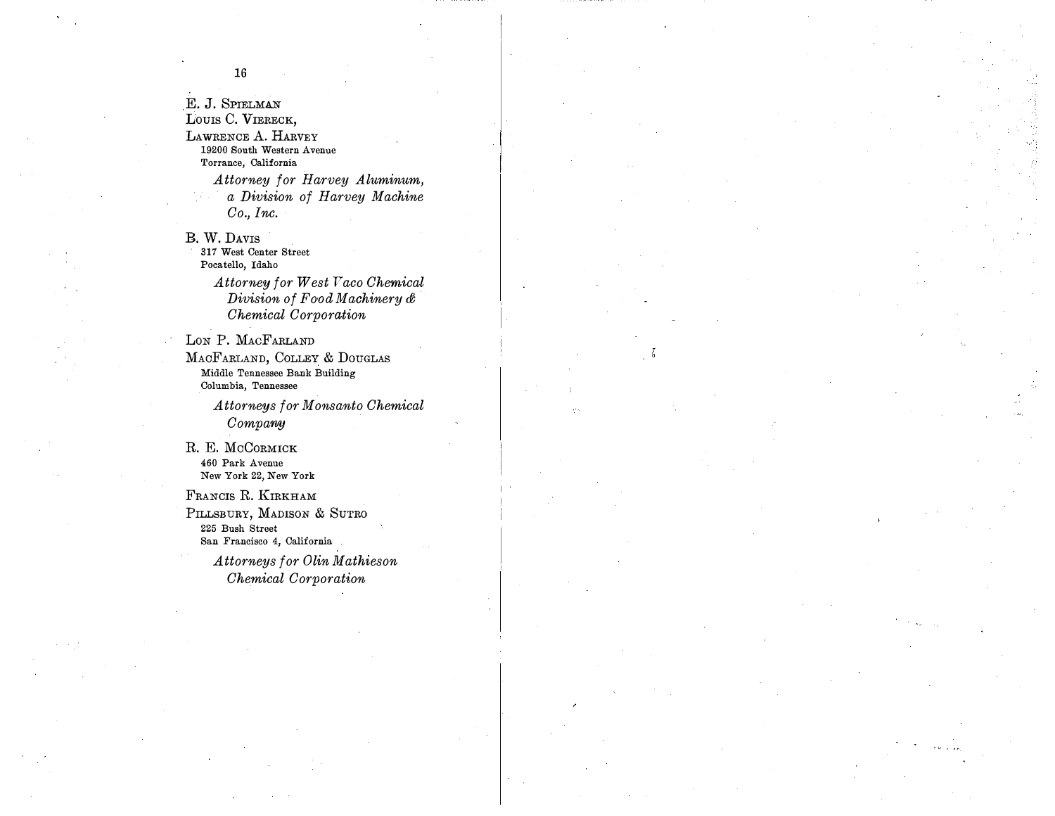E. J. Spielman
Louis C. Viereck,
Lawrence A. Harvey
19200 South Western Avenue
Torrance, California

*Attorney for Harvey Aluminum, a Division of Harvey Machine Co., Inc.*

B. W. Davis
317 West Center Street
Pocatello, Idaho

*Attorney for West Vaco Chemical Division of Food Machinery & Chemical Corporation*

Lon P. MacFarland
MacFarland, Colley & Douglas
Middle Tennessee Bank Building
Columbia, Tennessee

*Attorneys for Monsanto Chemical Company*

R. E. McCormick
460 Park Avenue
New York 22, New York

Francis R. Kirkham
Pillsbury, Madison & Sutro
225 Bush Street
San Francisco 4, California

*Attorneys for Olin Mathieson Chemical Corporation*